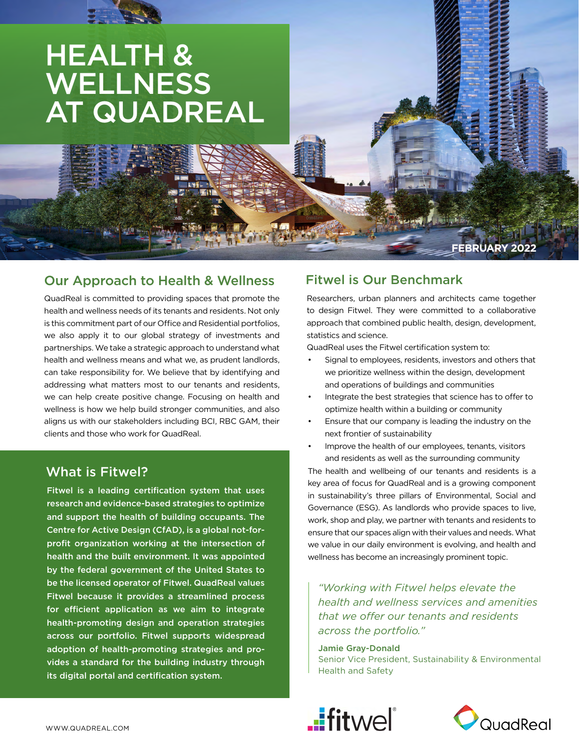# HEALTH & WELLNESS AT QUADREAL

FEBRUARY 2022

## Our Approach to Health & Wellness

QuadReal is committed to providing spaces that promote the health and wellness needs of its tenants and residents. Not only is this commitment part of our Office and Residential portfolios, we also apply it to our global strategy of investments and partnerships. We take a strategic approach to understand what health and wellness means and what we, as prudent landlords, can take responsibility for. We believe that by identifying and addressing what matters most to our tenants and residents, we can help create positive change. Focusing on health and wellness is how we help build stronger communities, and also aligns us with our stakeholders including BCI, RBC GAM, their clients and those who work for QuadReal.

## What is Fitwel?

**Fitwel is a leading certification system that uses research and evidence-based strategies to optimize and support the health of building occupants. The Centre for Active Design (CfAD), is a global not-for-profit organization working at the intersection of health and the built environment. It was appointed by the federal government of the United States to be the licensed operator of Fitwel. QuadReal values Fitwel because it provides a streamlined process for efficient application as we aim to integrate health-promoting design and operation strategies across our portfolio. Fitwel supports widespread adoption of health-promoting strategies and provides a standard for the building industry through its digital portal and certification system.**

## Fitwel is Our Benchmark

Researchers, urban planners and architects came together to design Fitwel. They were committed to a collaborative approach that combined public health, design, development, statistics and science.

QuadReal uses the Fitwel certification system to:

- Signal to employees, residents, investors and others that we prioritize wellness within the design, development and operations of buildings and communities
- Integrate the best strategies that science has to offer to optimize health within a building or community
- Ensure that our company is leading the industry on the next frontier of sustainability
- Improve the health of our employees, tenants, visitors and residents as well as the surrounding community

The health and wellbeing of our tenants and residents is a key area of focus for QuadReal and is a growing component in sustainability's three pillars of Environmental, Social and Governance (ESG). As landlords who provide spaces to live, work, shop and play, we partner with tenants and residents to ensure that our spaces align with their values and needs. What we value in our daily environment is evolving, and health and wellness has become an increasingly prominent topic.

> *"Working with Fitwel helps elevate the health and wellness services and amenities that we offer our tenants and residents across the portfolio."*
>
> **Jamie Gray-Donald**
> Senior Vice President, Sustainability & Environmental Health and Safety

fitwel®

QuadReal

WWW.QUADREAL.COM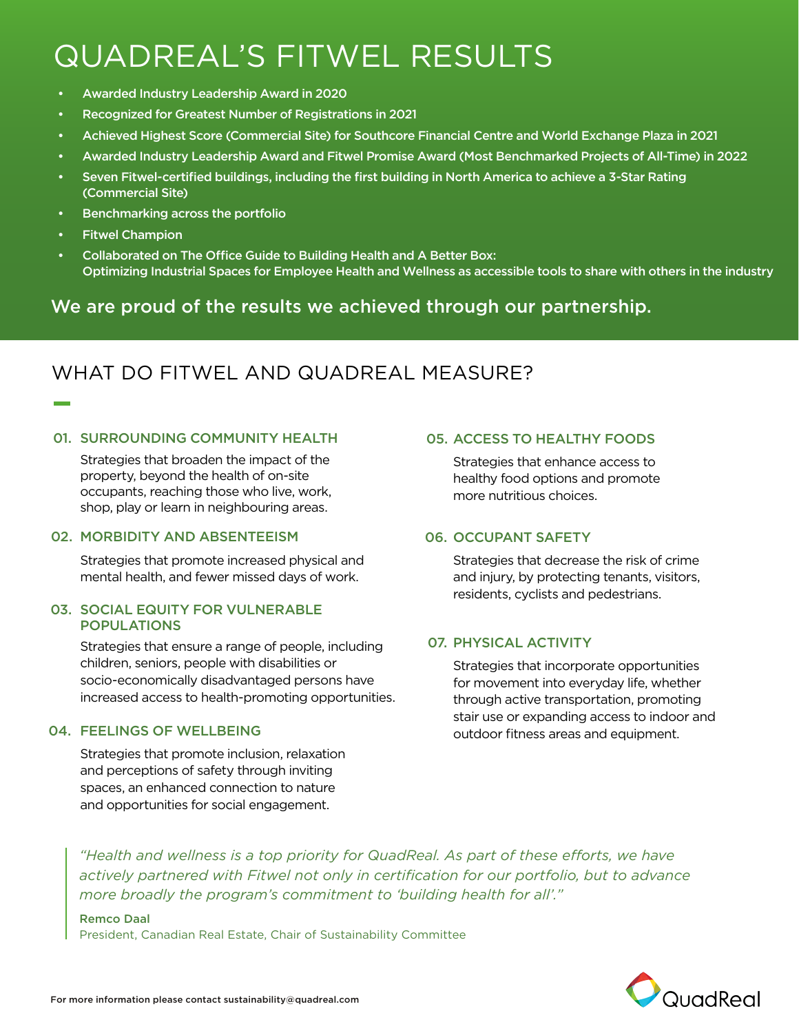# QUADREAL'S FITWEL RESULTS

- Awarded Industry Leadership Award in 2020
- Recognized for Greatest Number of Registrations in 2021
- Achieved Highest Score (Commercial Site) for Southcore Financial Centre and World Exchange Plaza in 2021
- Awarded Industry Leadership Award and Fitwel Promise Award (Most Benchmarked Projects of All-Time) in 2022
- Seven Fitwel-certified buildings, including the first building in North America to achieve a 3-Star Rating (Commercial Site)
- Benchmarking across the portfolio
- Fitwel Champion
- Collaborated on The Office Guide to Building Health and A Better Box: Optimizing Industrial Spaces for Employee Health and Wellness as accessible tools to share with others in the industry

**We are proud of the results we achieved through our partnership.**

## WHAT DO FITWEL AND QUADREAL MEASURE?

### 01. SURROUNDING COMMUNITY HEALTH

Strategies that broaden the impact of the property, beyond the health of on-site occupants, reaching those who live, work, shop, play or learn in neighbouring areas.

### 02. MORBIDITY AND ABSENTEEISM

Strategies that promote increased physical and mental health, and fewer missed days of work.

### 03. SOCIAL EQUITY FOR VULNERABLE POPULATIONS

Strategies that ensure a range of people, including children, seniors, people with disabilities or socio-economically disadvantaged persons have increased access to health-promoting opportunities.

### 04. FEELINGS OF WELLBEING

Strategies that promote inclusion, relaxation and perceptions of safety through inviting spaces, an enhanced connection to nature and opportunities for social engagement.

### 05. ACCESS TO HEALTHY FOODS

Strategies that enhance access to healthy food options and promote more nutritious choices.

### 06. OCCUPANT SAFETY

Strategies that decrease the risk of crime and injury, by protecting tenants, visitors, residents, cyclists and pedestrians.

### 07. PHYSICAL ACTIVITY

Strategies that incorporate opportunities for movement into everyday life, whether through active transportation, promoting stair use or expanding access to indoor and outdoor fitness areas and equipment.

> *"Health and wellness is a top priority for QuadReal. As part of these efforts, we have actively partnered with Fitwel not only in certification for our portfolio, but to advance more broadly the program's commitment to 'building health for all'."*
>
> **Remco Daal**
> President, Canadian Real Estate, Chair of Sustainability Committee

For more information please contact sustainability@quadreal.com

QuadReal